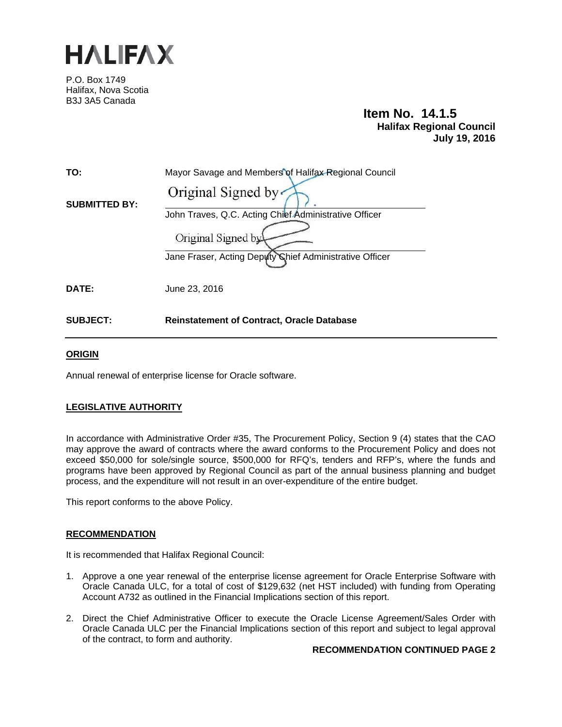# HALIFAX

P.O. Box 1749
Halifax, Nova Scotia
B3J 3A5 Canada

**Item No. 14.1.5**
**Halifax Regional Council**
**July 19, 2016**

| | |
|---|---|
| **TO:** | Mayor Savage and Members of Halifax Regional Council |
| **SUBMITTED BY:** | Original Signed by<br>John Traves, Q.C. Acting Chief Administrative Officer<br><br>Original Signed by<br>Jane Fraser, Acting Deputy Chief Administrative Officer |
| **DATE:** | June 23, 2016 |
| **SUBJECT:** | **Reinstatement of Contract, Oracle Database** |

## ORIGIN

Annual renewal of enterprise license for Oracle software.

## LEGISLATIVE AUTHORITY

In accordance with Administrative Order #35, The Procurement Policy, Section 9 (4) states that the CAO may approve the award of contracts where the award conforms to the Procurement Policy and does not exceed $50,000 for sole/single source, $500,000 for RFQ's, tenders and RFP's, where the funds and programs have been approved by Regional Council as part of the annual business planning and budget process, and the expenditure will not result in an over-expenditure of the entire budget.

This report conforms to the above Policy.

## RECOMMENDATION

It is recommended that Halifax Regional Council:

1. Approve a one year renewal of the enterprise license agreement for Oracle Enterprise Software with Oracle Canada ULC, for a total of cost of $129,632 (net HST included) with funding from Operating Account A732 as outlined in the Financial Implications section of this report.
2. Direct the Chief Administrative Officer to execute the Oracle License Agreement/Sales Order with Oracle Canada ULC per the Financial Implications section of this report and subject to legal approval of the contract, to form and authority.

**RECOMMENDATION CONTINUED PAGE 2**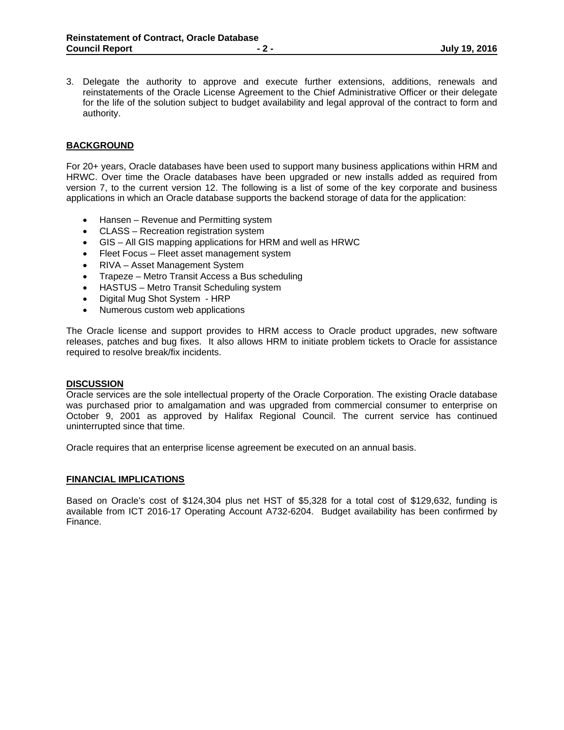3. Delegate the authority to approve and execute further extensions, additions, renewals and reinstatements of the Oracle License Agreement to the Chief Administrative Officer or their delegate for the life of the solution subject to budget availability and legal approval of the contract to form and authority.

## BACKGROUND

For 20+ years, Oracle databases have been used to support many business applications within HRM and HRWC. Over time the Oracle databases have been upgraded or new installs added as required from version 7, to the current version 12. The following is a list of some of the key corporate and business applications in which an Oracle database supports the backend storage of data for the application:

- Hansen – Revenue and Permitting system
- CLASS – Recreation registration system
- GIS – All GIS mapping applications for HRM and well as HRWC
- Fleet Focus – Fleet asset management system
- RIVA – Asset Management System
- Trapeze – Metro Transit Access a Bus scheduling
- HASTUS – Metro Transit Scheduling system
- Digital Mug Shot System - HRP
- Numerous custom web applications

The Oracle license and support provides to HRM access to Oracle product upgrades, new software releases, patches and bug fixes. It also allows HRM to initiate problem tickets to Oracle for assistance required to resolve break/fix incidents.

## DISCUSSION

Oracle services are the sole intellectual property of the Oracle Corporation. The existing Oracle database was purchased prior to amalgamation and was upgraded from commercial consumer to enterprise on October 9, 2001 as approved by Halifax Regional Council. The current service has continued uninterrupted since that time.

Oracle requires that an enterprise license agreement be executed on an annual basis.

## FINANCIAL IMPLICATIONS

Based on Oracle's cost of $124,304 plus net HST of $5,328 for a total cost of $129,632, funding is available from ICT 2016-17 Operating Account A732-6204. Budget availability has been confirmed by Finance.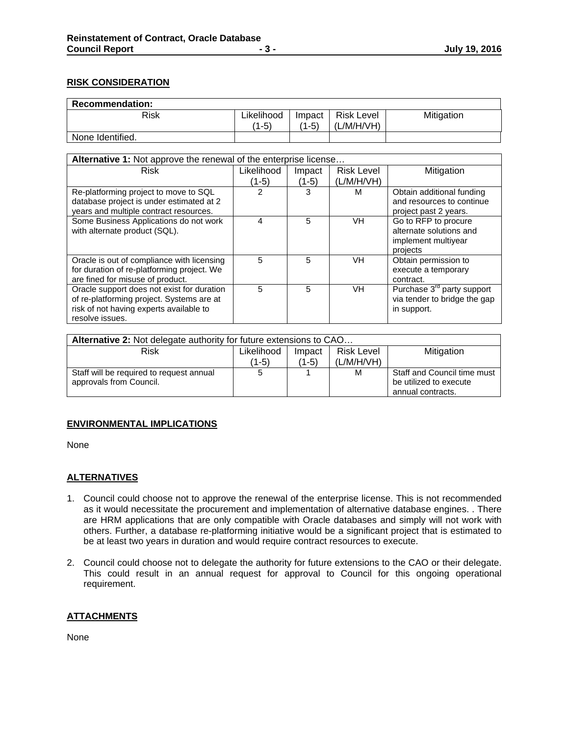## RISK CONSIDERATION

| **Recommendation:** | | | | |
|---|---|---|---|---|
| Risk | Likelihood (1-5) | Impact (1-5) | Risk Level (L/M/H/VH) | Mitigation |
| None Identified. | | | | |

| **Alternative 1:** Not approve the renewal of the enterprise license… | | | | |
|---|---|---|---|---|
| Risk | Likelihood (1-5) | Impact (1-5) | Risk Level (L/M/H/VH) | Mitigation |
| Re-platforming project to move to SQL database project is under estimated at 2 years and multiple contract resources. | 2 | 3 | M | Obtain additional funding and resources to continue project past 2 years. |
| Some Business Applications do not work with alternate product (SQL). | 4 | 5 | VH | Go to RFP to procure alternate solutions and implement multiyear projects |
| Oracle is out of compliance with licensing for duration of re-platforming project. We are fined for misuse of product. | 5 | 5 | VH | Obtain permission to execute a temporary contract. |
| Oracle support does not exist for duration of re-platforming project. Systems are at risk of not having experts available to resolve issues. | 5 | 5 | VH | Purchase 3rd party support via tender to bridge the gap in support. |

| **Alternative 2:** Not delegate authority for future extensions to CAO… | | | | |
|---|---|---|---|---|
| Risk | Likelihood (1-5) | Impact (1-5) | Risk Level (L/M/H/VH) | Mitigation |
| Staff will be required to request annual approvals from Council. | 5 | 1 | M | Staff and Council time must be utilized to execute annual contracts. |

## ENVIRONMENTAL IMPLICATIONS

None

## ALTERNATIVES

1. Council could choose not to approve the renewal of the enterprise license. This is not recommended as it would necessitate the procurement and implementation of alternative database engines. . There are HRM applications that are only compatible with Oracle databases and simply will not work with others. Further, a database re-platforming initiative would be a significant project that is estimated to be at least two years in duration and would require contract resources to execute.

2. Council could choose not to delegate the authority for future extensions to the CAO or their delegate. This could result in an annual request for approval to Council for this ongoing operational requirement.

## ATTACHMENTS

None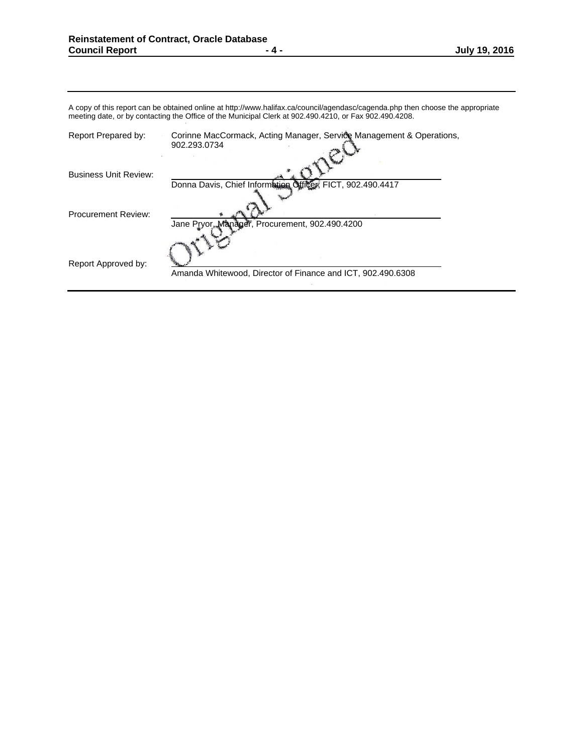A copy of this report can be obtained online at http://www.halifax.ca/council/agendasc/cagenda.php then choose the appropriate meeting date, or by contacting the Office of the Municipal Clerk at 902.490.4210, or Fax 902.490.4208.

Report Prepared by: Corinne MacCormack, Acting Manager, Service Management & Operations, 902.293.0734

Business Unit Review: Donna Davis, Chief Information Officer, FICT, 902.490.4417

Procurement Review: Jane Pryor, Manager, Procurement, 902.490.4200

Report Approved by: Amanda Whitewood, Director of Finance and ICT, 902.490.6308

Original Signed